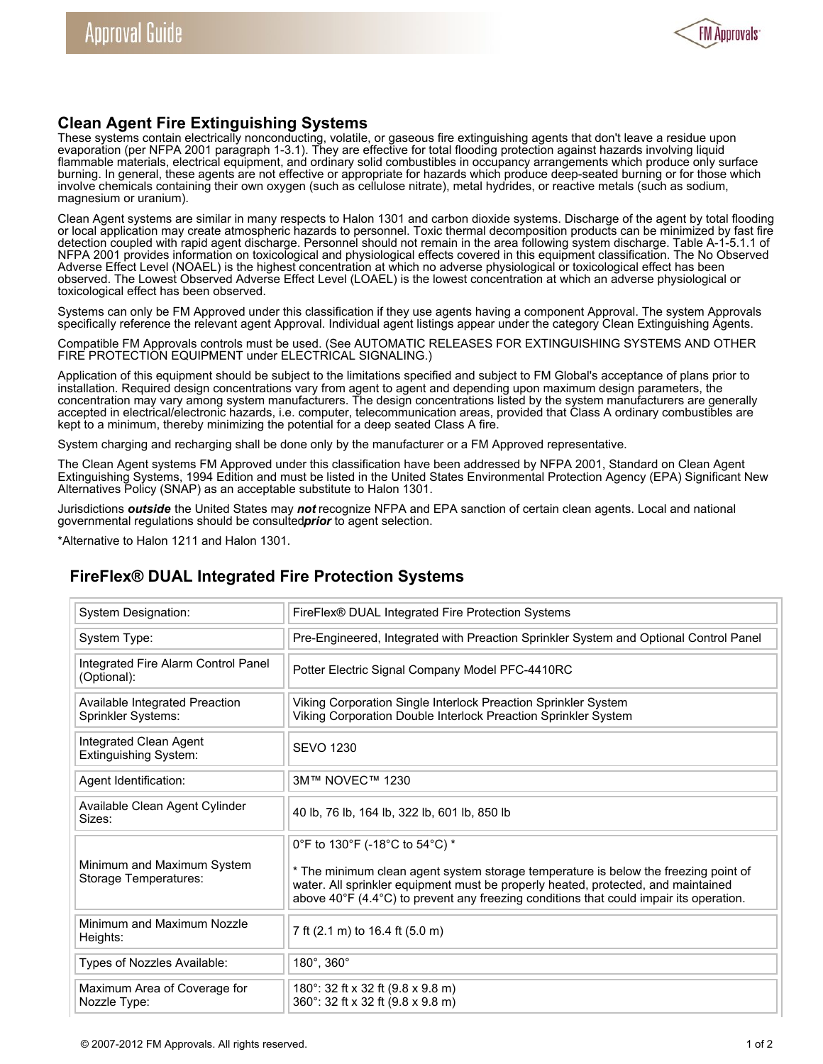## Clean Agent Fire Extinguishing Systems

These systems contain electrically nonconducting, volatile, or gaseous fire extinguishing agents that don't leave a residue upon evaporation (per NFPA 2001 paragraph 1-3.1). They are effective for total flooding protection against hazards involving liquid flammable materials, electrical equipment, and ordinary solid combustibles in occupancy arrangements which produce only surface burning. In general, these agents are not effective or appropriate for hazards which produce deep-seated burning or for those which involve chemicals containing their own oxygen (such as cellulose nitrate), metal hydrides, or reactive metals (such as sodium, magnesium or uranium).

Clean Agent systems are similar in many respects to Halon 1301 and carbon dioxide systems. Discharge of the agent by total flooding or local application may create atmospheric hazards to personnel. Toxic thermal decomposition products can be minimized by fast fire detection coupled with rapid agent discharge. Personnel should not remain in the area following system discharge. Table A-1-5.1.1 of NFPA 2001 provides information on toxicological and physiological effects covered in this equipment classification. The No Observed Adverse Effect Level (NOAEL) is the highest concentration at which no adverse physiological or toxicological effect has been observed. The Lowest Observed Adverse Effect Level (LOAEL) is the lowest concentration at which an adverse physiological or toxicological effect has been observed.

Systems can only be FM Approved under this classification if they use agents having a component Approval. The system Approvals specifically reference the relevant agent Approval. Individual agent listings appear under the category Clean Extinguishing Agents.

Compatible FM Approvals controls must be used. (See AUTOMATIC RELEASES FOR EXTINGUISHING SYSTEMS AND OTHER FIRE PROTECTION EQUIPMENT under ELECTRICAL SIGNALING.)

Application of this equipment should be subject to the limitations specified and subject to FM Global's acceptance of plans prior to installation. Required design concentrations vary from agent to agent and depending upon maximum design parameters, the concentration may vary among system manufacturers. The design concentrations listed by the system manufacturers are generally accepted in electrical/electronic hazards, i.e. computer, telecommunication areas, provided that Class A ordinary combustibles are kept to a minimum, thereby minimizing the potential for a deep seated Class A fire.

System charging and recharging shall be done only by the manufacturer or a FM Approved representative.

The Clean Agent systems FM Approved under this classification have been addressed by NFPA 2001, Standard on Clean Agent Extinguishing Systems, 1994 Edition and must be listed in the United States Environmental Protection Agency (EPA) Significant New Alternatives Policy (SNAP) as an acceptable substitute to Halon 1301.

Jurisdictions ***outside*** the United States may ***not*** recognize NFPA and EPA sanction of certain clean agents. Local and national governmental regulations should be consulted ***prior*** to agent selection.

*Alternative to Halon 1211 and Halon 1301.

### FireFlex® DUAL Integrated Fire Protection Systems

| | |
|---|---|
| System Designation: | FireFlex® DUAL Integrated Fire Protection Systems |
| System Type: | Pre-Engineered, Integrated with Preaction Sprinkler System and Optional Control Panel |
| Integrated Fire Alarm Control Panel (Optional): | Potter Electric Signal Company Model PFC-4410RC |
| Available Integrated Preaction Sprinkler Systems: | Viking Corporation Single Interlock Preaction Sprinkler System<br>Viking Corporation Double Interlock Preaction Sprinkler System |
| Integrated Clean Agent Extinguishing System: | SEVO 1230 |
| Agent Identification: | 3M™ NOVEC™ 1230 |
| Available Clean Agent Cylinder Sizes: | 40 lb, 76 lb, 164 lb, 322 lb, 601 lb, 850 lb |
| Minimum and Maximum System Storage Temperatures: | 0°F to 130°F (-18°C to 54°C) *<br><br>* The minimum clean agent system storage temperature is below the freezing point of water. All sprinkler equipment must be properly heated, protected, and maintained above 40°F (4.4°C) to prevent any freezing conditions that could impair its operation. |
| Minimum and Maximum Nozzle Heights: | 7 ft (2.1 m) to 16.4 ft (5.0 m) |
| Types of Nozzles Available: | 180°, 360° |
| Maximum Area of Coverage for Nozzle Type: | 180°: 32 ft x 32 ft (9.8 x 9.8 m)<br>360°: 32 ft x 32 ft (9.8 x 9.8 m) |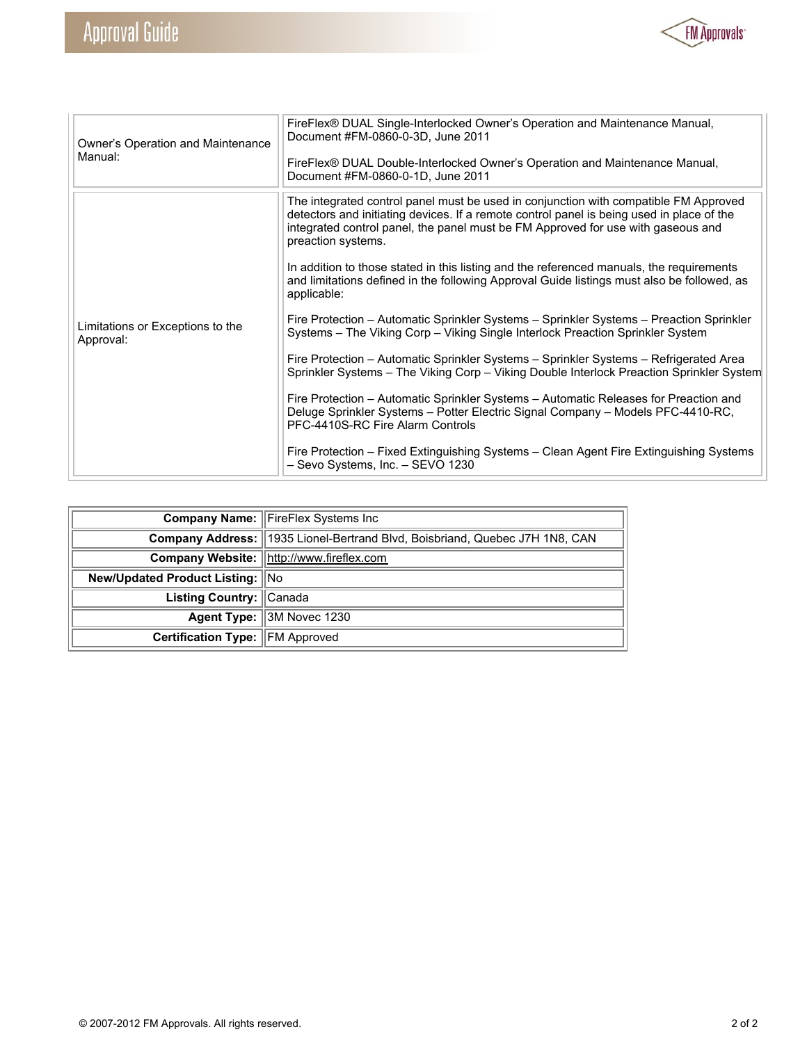| | |
|---|---|
| Owner's Operation and Maintenance Manual: | FireFlex® DUAL Single-Interlocked Owner's Operation and Maintenance Manual, Document #FM-0860-0-3D, June 2011<br><br>FireFlex® DUAL Double-Interlocked Owner's Operation and Maintenance Manual, Document #FM-0860-0-1D, June 2011 |
| Limitations or Exceptions to the Approval: | The integrated control panel must be used in conjunction with compatible FM Approved detectors and initiating devices. If a remote control panel is being used in place of the integrated control panel, the panel must be FM Approved for use with gaseous and preaction systems.<br><br>In addition to those stated in this listing and the referenced manuals, the requirements and limitations defined in the following Approval Guide listings must also be followed, as applicable:<br><br>Fire Protection – Automatic Sprinkler Systems – Sprinkler Systems – Preaction Sprinkler Systems – The Viking Corp – Viking Single Interlock Preaction Sprinkler System<br><br>Fire Protection – Automatic Sprinkler Systems – Sprinkler Systems – Refrigerated Area Sprinkler Systems – The Viking Corp – Viking Double Interlock Preaction Sprinkler System<br><br>Fire Protection – Automatic Sprinkler Systems – Automatic Releases for Preaction and Deluge Sprinkler Systems – Potter Electric Signal Company – Models PFC-4410-RC, PFC-4410S-RC Fire Alarm Controls<br><br>Fire Protection – Fixed Extinguishing Systems – Clean Agent Fire Extinguishing Systems – Sevo Systems, Inc. – SEVO 1230 |

| | |
|---|---|
| **Company Name:** | FireFlex Systems Inc |
| **Company Address:** | 1935 Lionel-Bertrand Blvd, Boisbriand, Quebec J7H 1N8, CAN |
| **Company Website:** | http://www.fireflex.com |
| **New/Updated Product Listing:** | No |
| **Listing Country:** | Canada |
| **Agent Type:** | 3M Novec 1230 |
| **Certification Type:** | FM Approved |

© 2007-2012 FM Approvals. All rights reserved.